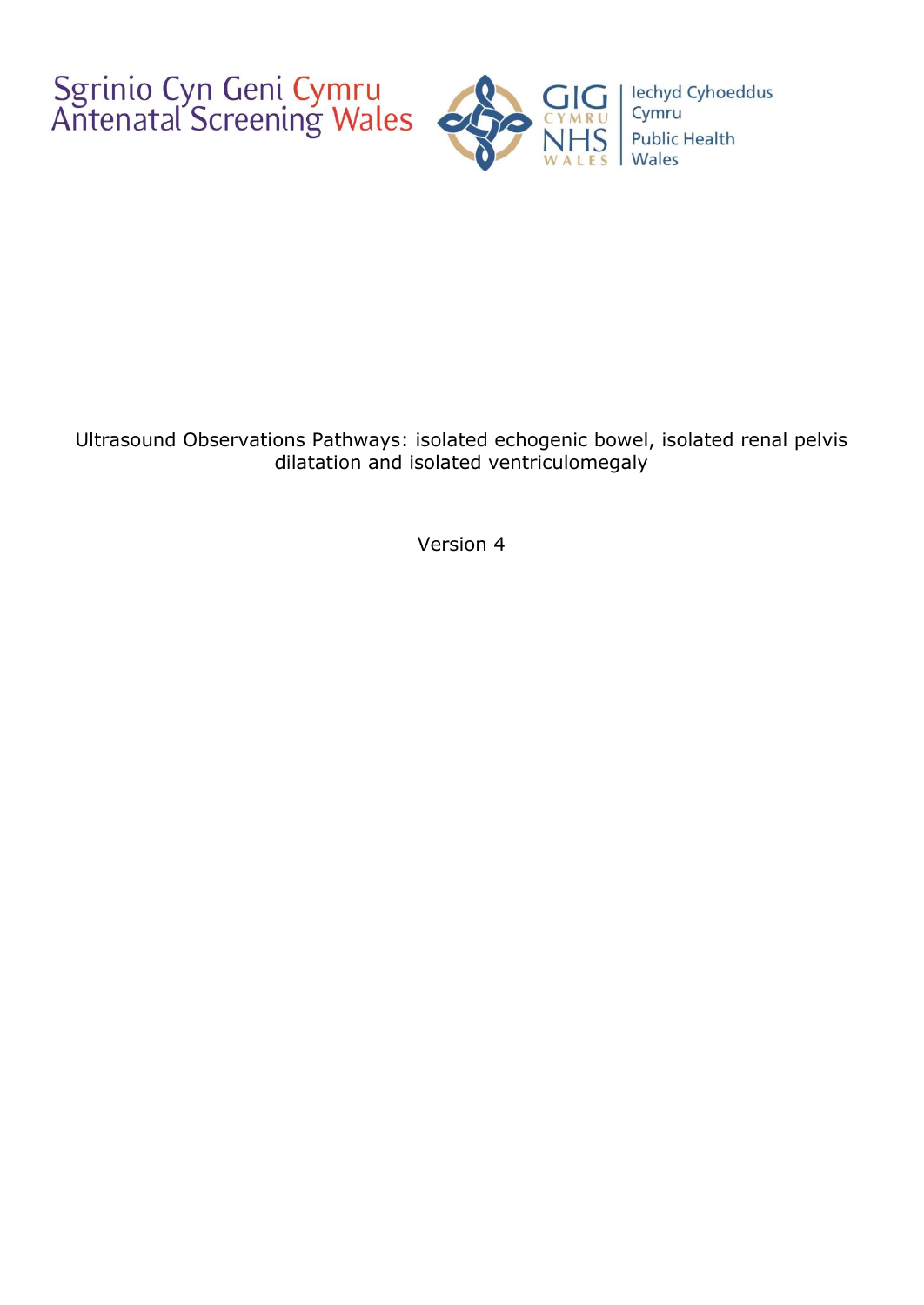Sgrinio Cyn Geni Cymru
Antenatal Screening Wales

GIG CYMRU NHS WALES | Iechyd Cyhoeddus Cymru Public Health Wales

# Ultrasound Observations Pathways: isolated echogenic bowel, isolated renal pelvis dilatation and isolated ventriculomegaly

Version 4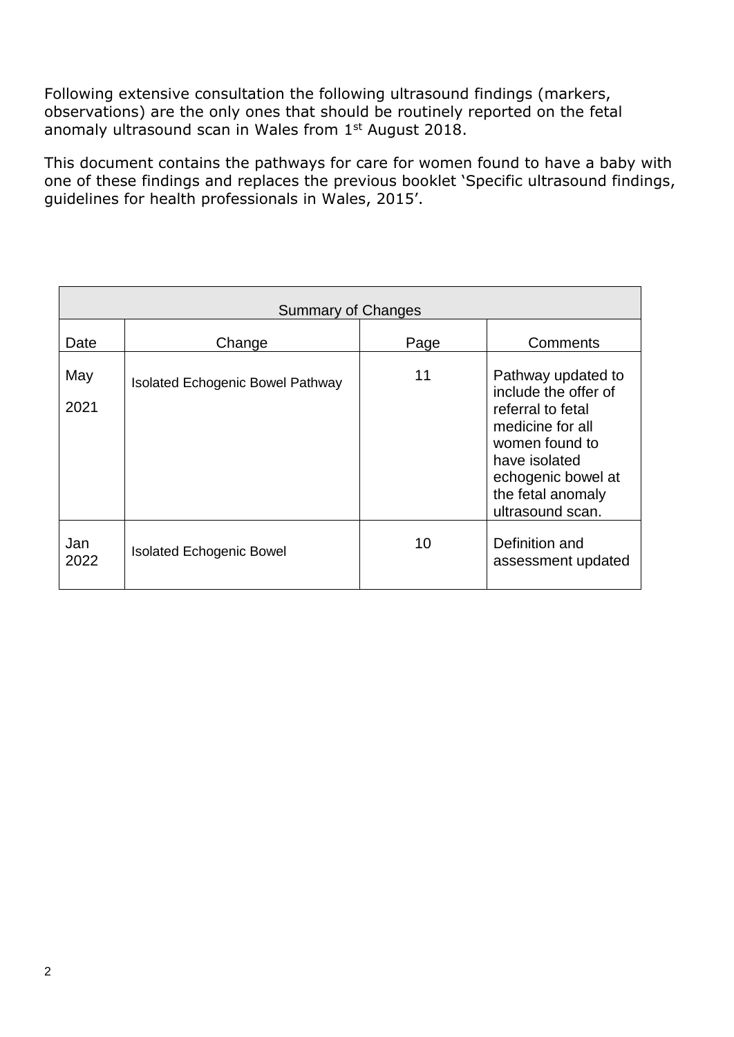Following extensive consultation the following ultrasound findings (markers, observations) are the only ones that should be routinely reported on the fetal anomaly ultrasound scan in Wales from 1st August 2018.

This document contains the pathways for care for women found to have a baby with one of these findings and replaces the previous booklet 'Specific ultrasound findings, guidelines for health professionals in Wales, 2015'.

| Summary of Changes | | | |
|---|---|---|---|
| Date | Change | Page | Comments |
| May 2021 | Isolated Echogenic Bowel Pathway | 11 | Pathway updated to include the offer of referral to fetal medicine for all women found to have isolated echogenic bowel at the fetal anomaly ultrasound scan. |
| Jan 2022 | Isolated Echogenic Bowel | 10 | Definition and assessment updated |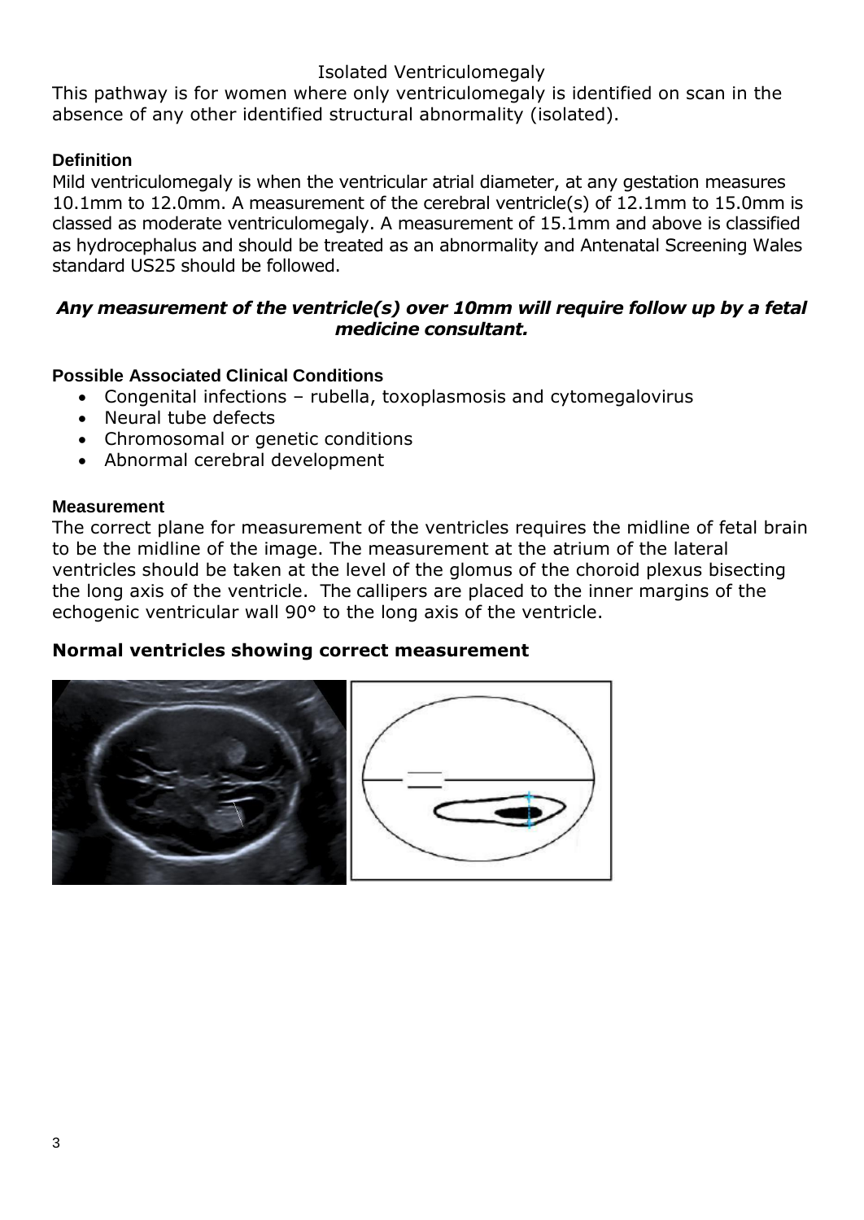# Isolated Ventriculomegaly

This pathway is for women where only ventriculomegaly is identified on scan in the absence of any other identified structural abnormality (isolated).

### Definition

Mild ventriculomegaly is when the ventricular atrial diameter, at any gestation measures 10.1mm to 12.0mm. A measurement of the cerebral ventricle(s) of 12.1mm to 15.0mm is classed as moderate ventriculomegaly. A measurement of 15.1mm and above is classified as hydrocephalus and should be treated as an abnormality and Antenatal Screening Wales standard US25 should be followed.

***Any measurement of the ventricle(s) over 10mm will require follow up by a fetal medicine consultant.***

### Possible Associated Clinical Conditions

- Congenital infections – rubella, toxoplasmosis and cytomegalovirus
- Neural tube defects
- Chromosomal or genetic conditions
- Abnormal cerebral development

### Measurement

The correct plane for measurement of the ventricles requires the midline of fetal brain to be the midline of the image. The measurement at the atrium of the lateral ventricles should be taken at the level of the glomus of the choroid plexus bisecting the long axis of the ventricle. The callipers are placed to the inner margins of the echogenic ventricular wall 90° to the long axis of the ventricle.

**Normal ventricles showing correct measurement**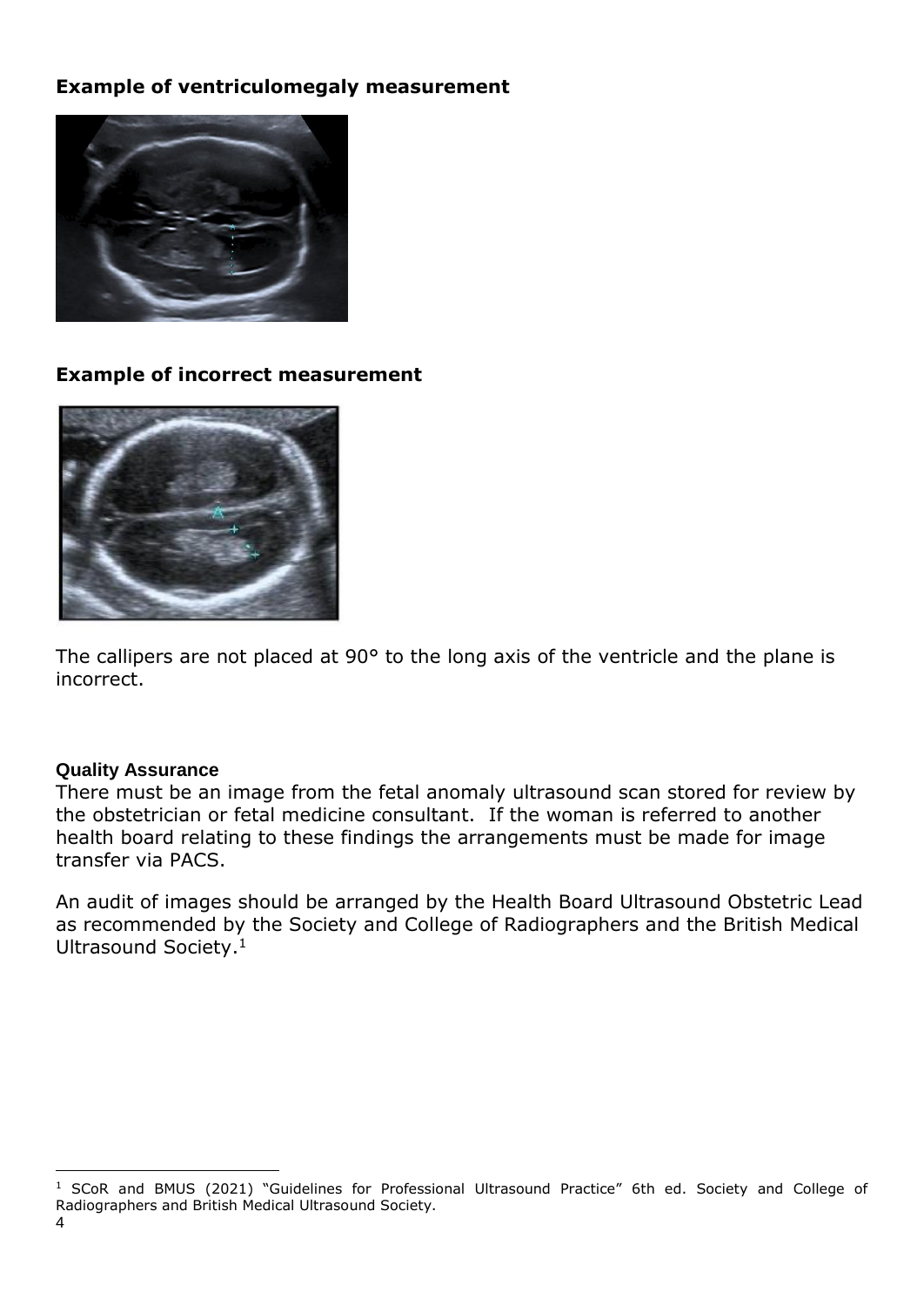**Example of ventriculomegaly measurement**

**Example of incorrect measurement**

The callipers are not placed at 90° to the long axis of the ventricle and the plane is incorrect.

**Quality Assurance**

There must be an image from the fetal anomaly ultrasound scan stored for review by the obstetrician or fetal medicine consultant. If the woman is referred to another health board relating to these findings the arrangements must be made for image transfer via PACS.

An audit of images should be arranged by the Health Board Ultrasound Obstetric Lead as recommended by the Society and College of Radiographers and the British Medical Ultrasound Society.[1]

[1] SCoR and BMUS (2021) "Guidelines for Professional Ultrasound Practice" 6th ed. Society and College of Radiographers and British Medical Ultrasound Society.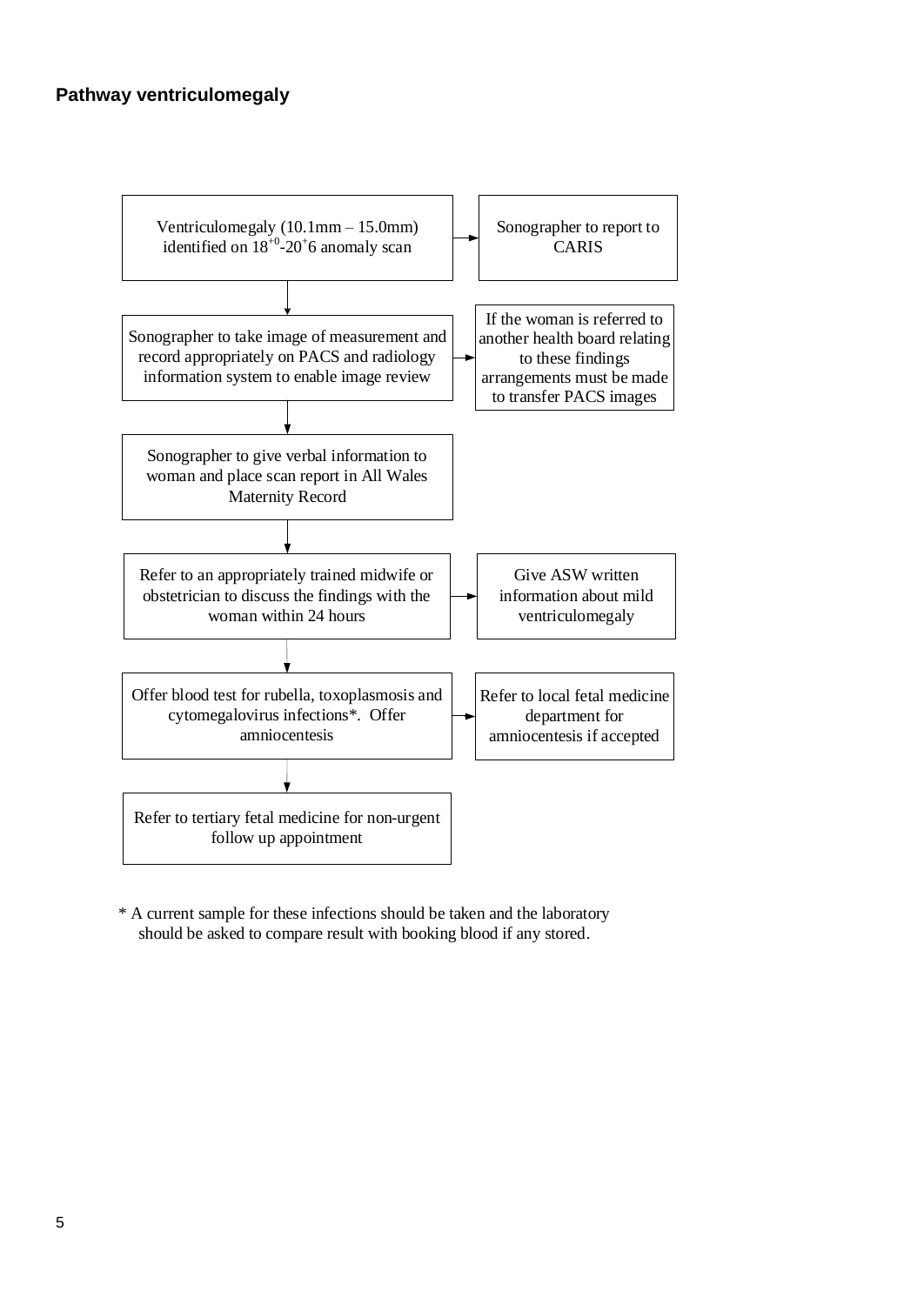**Pathway ventriculomegaly**

Ventriculomegaly (10.1mm – 15.0mm) identified on $18^{+0}$-$20^{+}6$ anomaly scan → Sonographer to report to CARIS

↓

Sonographer to take image of measurement and record appropriately on PACS and radiology information system to enable image review → If the woman is referred to another health board relating to these findings arrangements must be made to transfer PACS images

↓

Sonographer to give verbal information to woman and place scan report in All Wales Maternity Record

↓

Refer to an appropriately trained midwife or obstetrician to discuss the findings with the woman within 24 hours → Give ASW written information about mild ventriculomegaly

↓

Offer blood test for rubella, toxoplasmosis and cytomegalovirus infections*. Offer amniocentesis → Refer to local fetal medicine department for amniocentesis if accepted

↓

Refer to tertiary fetal medicine for non-urgent follow up appointment

\* A current sample for these infections should be taken and the laboratory should be asked to compare result with booking blood if any stored.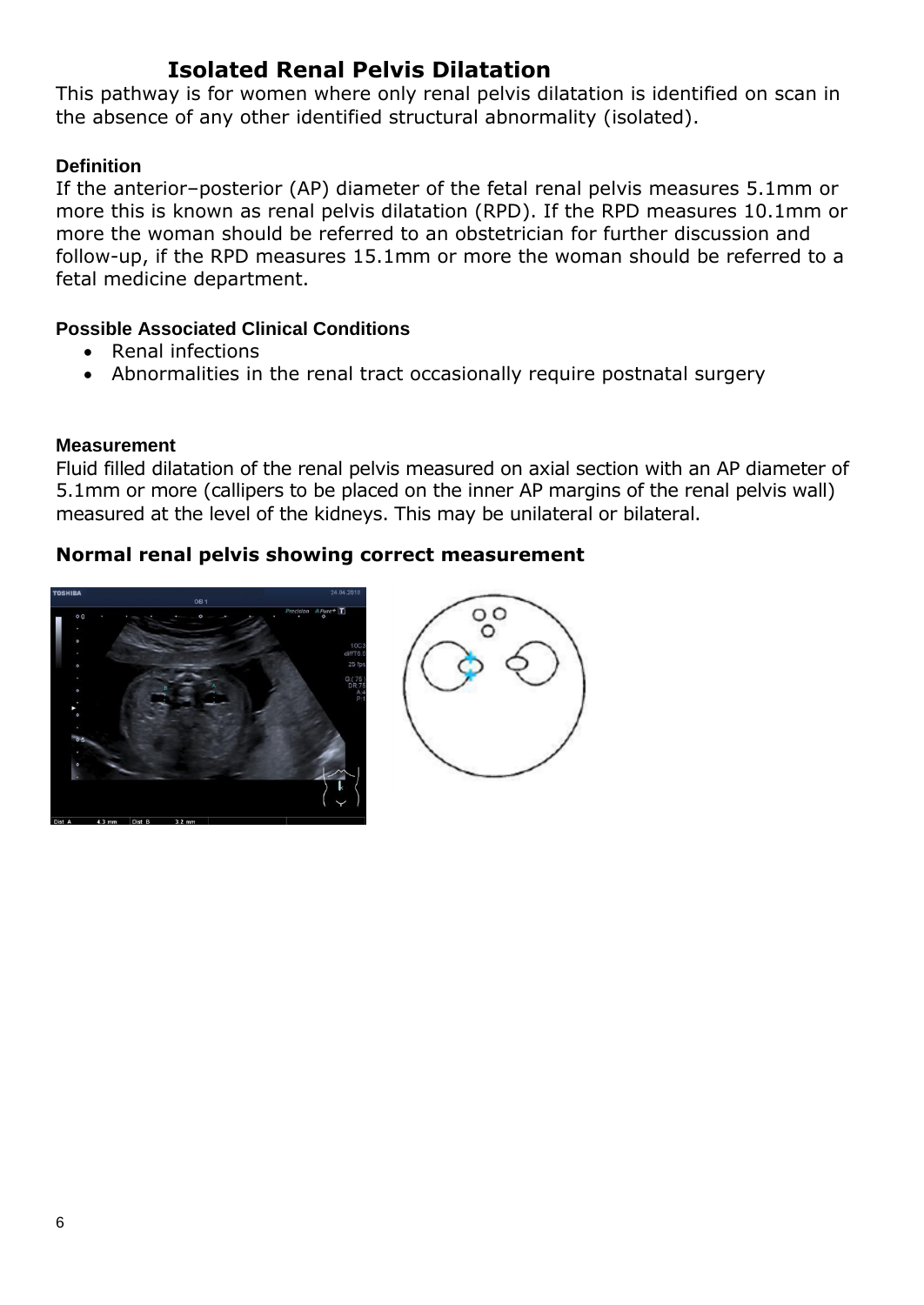# Isolated Renal Pelvis Dilatation

This pathway is for women where only renal pelvis dilatation is identified on scan in the absence of any other identified structural abnormality (isolated).

### Definition

If the anterior–posterior (AP) diameter of the fetal renal pelvis measures 5.1mm or more this is known as renal pelvis dilatation (RPD). If the RPD measures 10.1mm or more the woman should be referred to an obstetrician for further discussion and follow-up, if the RPD measures 15.1mm or more the woman should be referred to a fetal medicine department.

### Possible Associated Clinical Conditions

- Renal infections
- Abnormalities in the renal tract occasionally require postnatal surgery

### Measurement

Fluid filled dilatation of the renal pelvis measured on axial section with an AP diameter of 5.1mm or more (callipers to be placed on the inner AP margins of the renal pelvis wall) measured at the level of the kidneys. This may be unilateral or bilateral.

### Normal renal pelvis showing correct measurement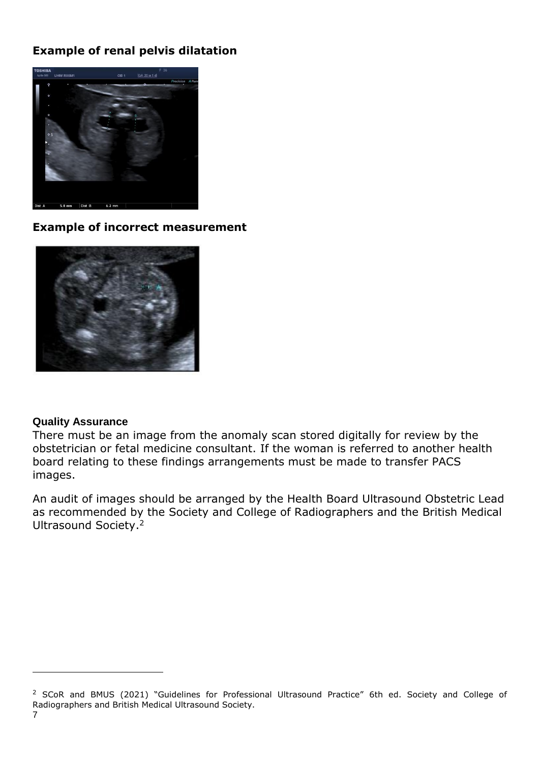**Example of renal pelvis dilatation**

**Example of incorrect measurement**

**Quality Assurance**

There must be an image from the anomaly scan stored digitally for review by the obstetrician or fetal medicine consultant. If the woman is referred to another health board relating to these findings arrangements must be made to transfer PACS images.

An audit of images should be arranged by the Health Board Ultrasound Obstetric Lead as recommended by the Society and College of Radiographers and the British Medical Ultrasound Society.[2]

[2] SCoR and BMUS (2021) "Guidelines for Professional Ultrasound Practice" 6th ed. Society and College of Radiographers and British Medical Ultrasound Society.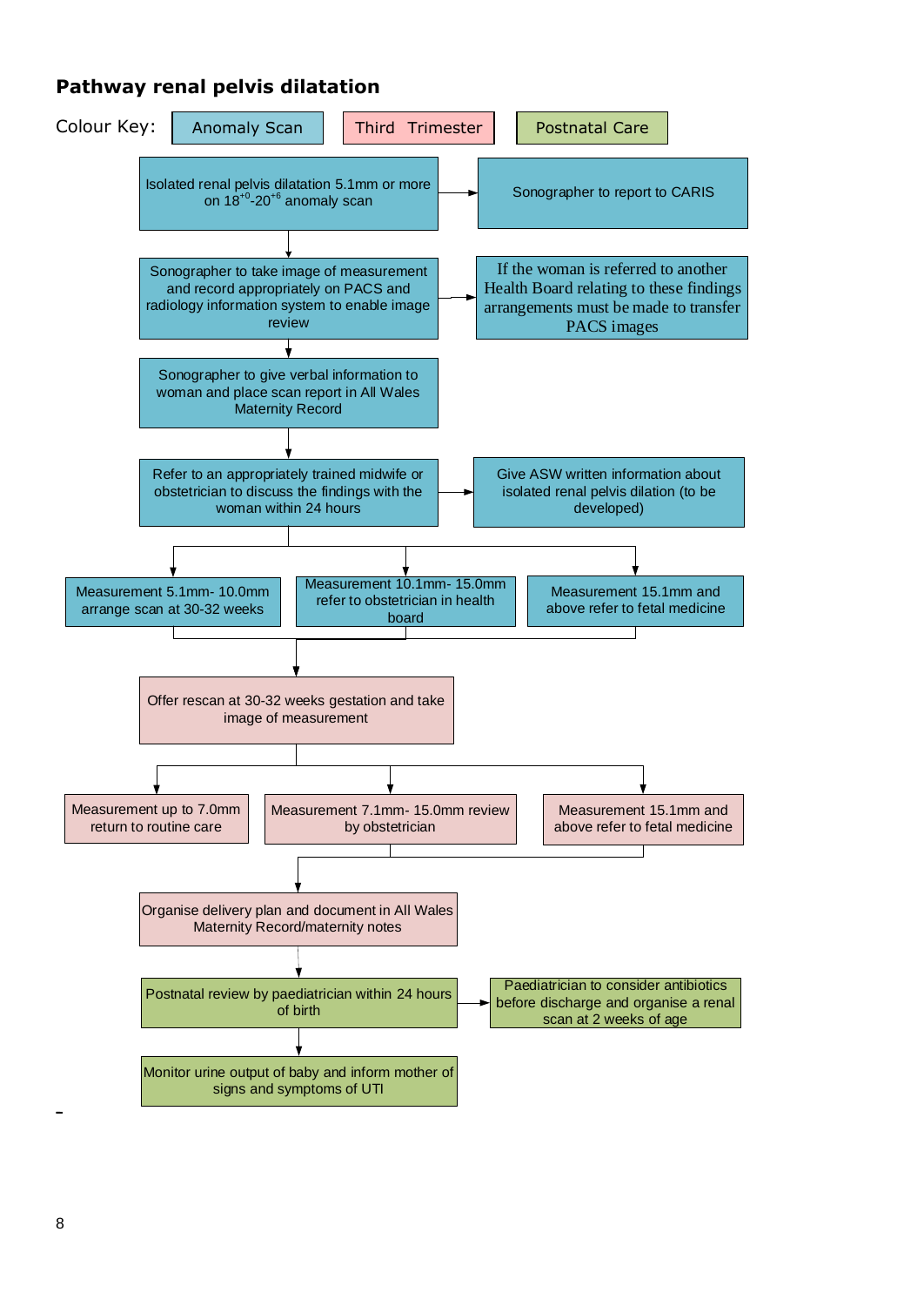## Pathway renal pelvis dilatation

Colour Key: Anomaly Scan | Third Trimester | Postnatal Care

**Anomaly Scan**

- Isolated renal pelvis dilatation 5.1mm or more on $18^{+0}$-$20^{+6}$ anomaly scan
  - → Sonographer to report to CARIS
- Sonographer to take image of measurement and record appropriately on PACS and radiology information system to enable image review
  - → If the woman is referred to another Health Board relating to these findings arrangements must be made to transfer PACS images
- Sonographer to give verbal information to woman and place scan report in All Wales Maternity Record
- Refer to an appropriately trained midwife or obstetrician to discuss the findings with the woman within 24 hours
  - → Give ASW written information about isolated renal pelvis dilation (to be developed)
- Then, according to measurement:
  - Measurement 5.1mm- 10.0mm arrange scan at 30-32 weeks
  - Measurement 10.1mm- 15.0mm refer to obstetrician in health board
  - Measurement 15.1mm and above refer to fetal medicine

**Third Trimester**

- Offer rescan at 30-32 weeks gestation and take image of measurement
- Then, according to measurement:
  - Measurement up to 7.0mm return to routine care
  - Measurement 7.1mm- 15.0mm review by obstetrician
  - Measurement 15.1mm and above refer to fetal medicine
- Organise delivery plan and document in All Wales Maternity Record/maternity notes

**Postnatal Care**

- Postnatal review by paediatrician within 24 hours of birth
  - → Paediatrician to consider antibiotics before discharge and organise a renal scan at 2 weeks of age
- Monitor urine output of baby and inform mother of signs and symptoms of UTI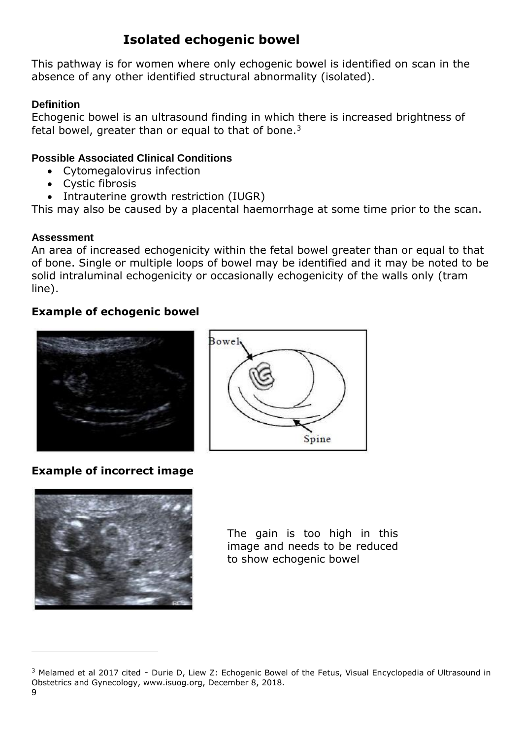# Isolated echogenic bowel

This pathway is for women where only echogenic bowel is identified on scan in the absence of any other identified structural abnormality (isolated).

### Definition

Echogenic bowel is an ultrasound finding in which there is increased brightness of fetal bowel, greater than or equal to that of bone.[3]

### Possible Associated Clinical Conditions

- Cytomegalovirus infection
- Cystic fibrosis
- Intrauterine growth restriction (IUGR)

This may also be caused by a placental haemorrhage at some time prior to the scan.

### Assessment

An area of increased echogenicity within the fetal bowel greater than or equal to that of bone. Single or multiple loops of bowel may be identified and it may be noted to be solid intraluminal echogenicity or occasionally echogenicity of the walls only (tram line).

**Example of echogenic bowel**

**Example of incorrect image**

The gain is too high in this image and needs to be reduced to show echogenic bowel

---

[3] Melamed et al 2017 cited - Durie D, Liew Z: Echogenic Bowel of the Fetus, Visual Encyclopedia of Ultrasound in Obstetrics and Gynecology, www.isuog.org, December 8, 2018.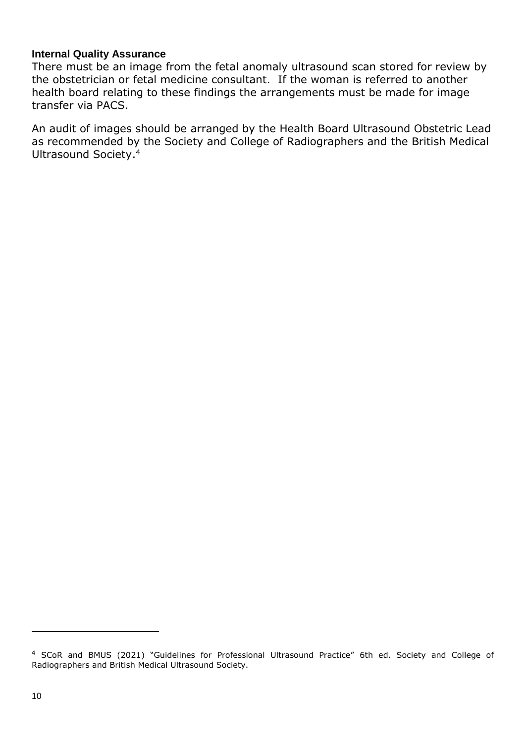**Internal Quality Assurance**

There must be an image from the fetal anomaly ultrasound scan stored for review by the obstetrician or fetal medicine consultant. If the woman is referred to another health board relating to these findings the arrangements must be made for image transfer via PACS.

An audit of images should be arranged by the Health Board Ultrasound Obstetric Lead as recommended by the Society and College of Radiographers and the British Medical Ultrasound Society.[4]

---

[4] SCoR and BMUS (2021) "Guidelines for Professional Ultrasound Practice" 6th ed. Society and College of Radiographers and British Medical Ultrasound Society.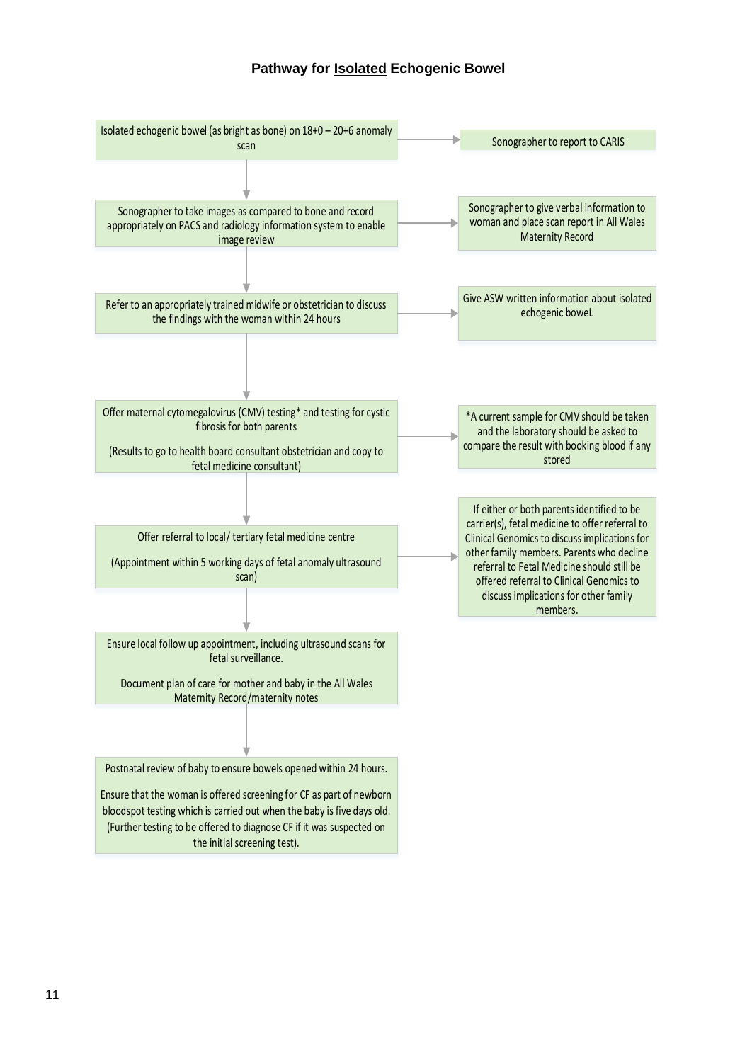### Pathway for <u>Isolated</u> Echogenic Bowel

Isolated echogenic bowel (as bright as bone) on 18+0 – 20+6 anomaly scan

→ Sonographer to report to CARIS

Sonographer to take images as compared to bone and record appropriately on PACS and radiology information system to enable image review

→ Sonographer to give verbal information to woman and place scan report in All Wales Maternity Record

Refer to an appropriately trained midwife or obstetrician to discuss the findings with the woman within 24 hours

→ Give ASW written information about isolated echogenic boweL

Offer maternal cytomegalovirus (CMV) testing* and testing for cystic fibrosis for both parents

(Results to go to health board consultant obstetrician and copy to fetal medicine consultant)

→ *A current sample for CMV should be taken and the laboratory should be asked to compare the result with booking blood if any stored

Offer referral to local/ tertiary fetal medicine centre

(Appointment within 5 working days of fetal anomaly ultrasound scan)

→ If either or both parents identified to be carrier(s), fetal medicine to offer referral to Clinical Genomics to discuss implications for other family members. Parents who decline referral to Fetal Medicine should still be offered referral to Clinical Genomics to discuss implications for other family members.

Ensure local follow up appointment, including ultrasound scans for fetal surveillance.

Document plan of care for mother and baby in the All Wales Maternity Record/maternity notes

Postnatal review of baby to ensure bowels opened within 24 hours.

Ensure that the woman is offered screening for CF as part of newborn bloodspot testing which is carried out when the baby is five days old. (Further testing to be offered to diagnose CF if it was suspected on the initial screening test).